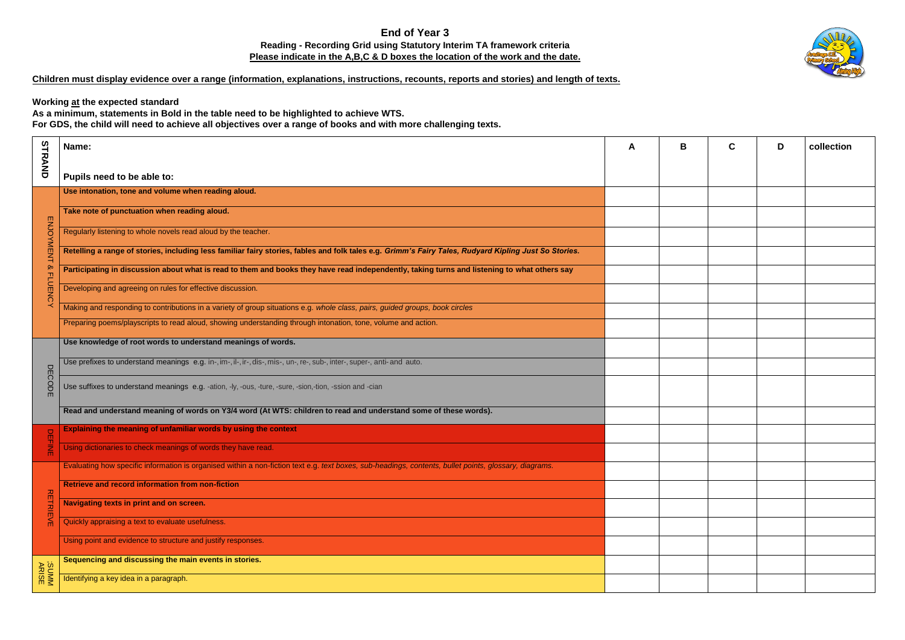# End of Year 3

**Reading - Recording Grid using Statutory Interim TA framework criteria**

**Please indicate in the A,B,C & D boxes the location of the work and the date.**

**Children must display evidence over a range (information, explanations, instructions, recounts, reports and stories) and length of texts.**

**Working at the expected standard**

**As a minimum, statements in Bold in the table need to be highlighted to achieve WTS.**

**For GDS, the child will need to achieve all objectives over a range of books and with more challenging texts.**

| STRAND | Name:<br><br>Pupils need to be able to: | A | B | C | D | collection |
|---|---|---|---|---|---|---|
| ENJOYMENT & FLUENCY | **Use intonation, tone and volume when reading aloud.** | | | | | |
| | **Take note of punctuation when reading aloud.** | | | | | |
| | Regularly listening to whole novels read aloud by the teacher. | | | | | |
| | **Retelling a range of stories, including less familiar fairy stories, fables and folk tales e.g. *Grimm's Fairy Tales, Rudyard Kipling Just So Stories.*** | | | | | |
| | **Participating in discussion about what is read to them and books they have read independently, taking turns and listening to what others say** | | | | | |
| | Developing and agreeing on rules for effective discussion. | | | | | |
| | Making and responding to contributions in a variety of group situations e.g. *whole class, pairs, guided groups, book circles* | | | | | |
| | Preparing poems/playscripts to read aloud, showing understanding through intonation, tone, volume and action. | | | | | |
| DECODE | **Use knowledge of root words to understand meanings of words.** | | | | | |
| | Use prefixes to understand meanings e.g. in-, im-, il-, ir-, dis-, mis-, un-, re-, sub-, inter-, super-, anti- and auto. | | | | | |
| | Use suffixes to understand meanings e.g. -ation, -ly, -ous, -ture, -sure, -sion,-tion, -ssion and -cian | | | | | |
| | **Read and understand meaning of words on Y3/4 word (At WTS: children to read and understand some of these words).** | | | | | |
| DEFINE | **Explaining the meaning of unfamiliar words by using the context** | | | | | |
| | Using dictionaries to check meanings of words they have read. | | | | | |
| RETRIEVE | Evaluating how specific information is organised within a non-fiction text e.g. *text boxes, sub-headings, contents, bullet points, glossary, diagrams.* | | | | | |
| | **Retrieve and record information from non-fiction** | | | | | |
| | **Navigating texts in print and on screen.** | | | | | |
| | Quickly appraising a text to evaluate usefulness. | | | | | |
| | Using point and evidence to structure and justify responses. | | | | | |
| SUMMARISE | **Sequencing and discussing the main events in stories.** | | | | | |
| | Identifying a key idea in a paragraph. | | | | | |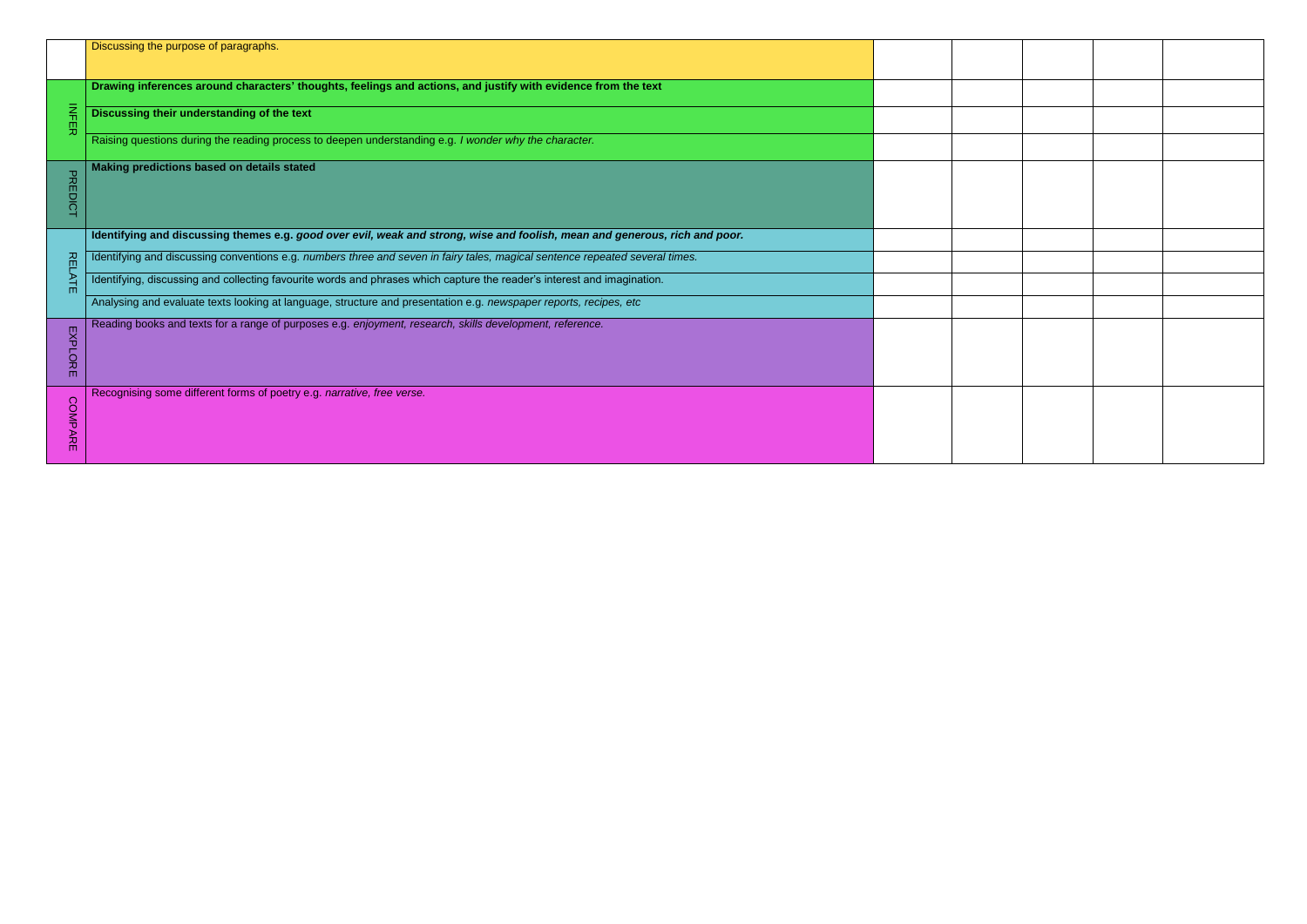| | | | | | | |
|---|---|---|---|---|---|---|
| | Discussing the purpose of paragraphs. | | | | | |
| INFER | **Drawing inferences around characters' thoughts, feelings and actions, and justify with evidence from the text** | | | | | |
| | **Discussing their understanding of the text** | | | | | |
| | Raising questions during the reading process to deepen understanding e.g. *I wonder why the character.* | | | | | |
| PREDICT | **Making predictions based on details stated** | | | | | |
| RELATE | **Identifying and discussing themes e.g. *good over evil, weak and strong, wise and foolish, mean and generous, rich and poor.*** | | | | | |
| | Identifying and discussing conventions e.g. *numbers three and seven in fairy tales, magical sentence repeated several times.* | | | | | |
| | Identifying, discussing and collecting favourite words and phrases which capture the reader's interest and imagination. | | | | | |
| | Analysing and evaluate texts looking at language, structure and presentation e.g. *newspaper reports, recipes, etc* | | | | | |
| EXPLORE | Reading books and texts for a range of purposes e.g. *enjoyment, research, skills development, reference.* | | | | | |
| COMPARE | Recognising some different forms of poetry e.g. *narrative, free verse.* | | | | | |